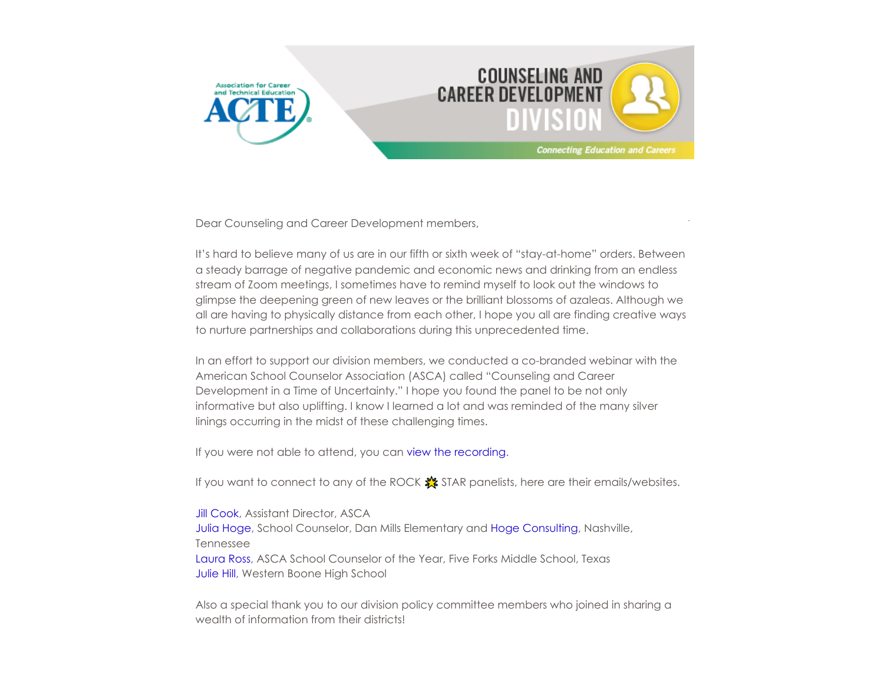Association for Career and Technical Education ACTE

# COUNSELING AND CAREER DEVELOPMENT DIVISION

*Connecting Education and Careers*

Dear Counseling and Career Development members,

It's hard to believe many of us are in our fifth or sixth week of "stay-at-home" orders. Between a steady barrage of negative pandemic and economic news and drinking from an endless stream of Zoom meetings, I sometimes have to remind myself to look out the windows to glimpse the deepening green of new leaves or the brilliant blossoms of azaleas. Although we all are having to physically distance from each other, I hope you all are finding creative ways to nurture partnerships and collaborations during this unprecedented time.

In an effort to support our division members, we conducted a co-branded webinar with the American School Counselor Association (ASCA) called "Counseling and Career Development in a Time of Uncertainty." I hope you found the panel to be not only informative but also uplifting. I know I learned a lot and was reminded of the many silver linings occurring in the midst of these challenging times.

If you were not able to attend, you can view the recording.

If you want to connect to any of the ROCK 🌟 STAR panelists, here are their emails/websites.

Jill Cook, Assistant Director, ASCA
Julia Hoge, School Counselor, Dan Mills Elementary and Hoge Consulting, Nashville, Tennessee
Laura Ross, ASCA School Counselor of the Year, Five Forks Middle School, Texas
Julie Hill, Western Boone High School

Also a special thank you to our division policy committee members who joined in sharing a wealth of information from their districts!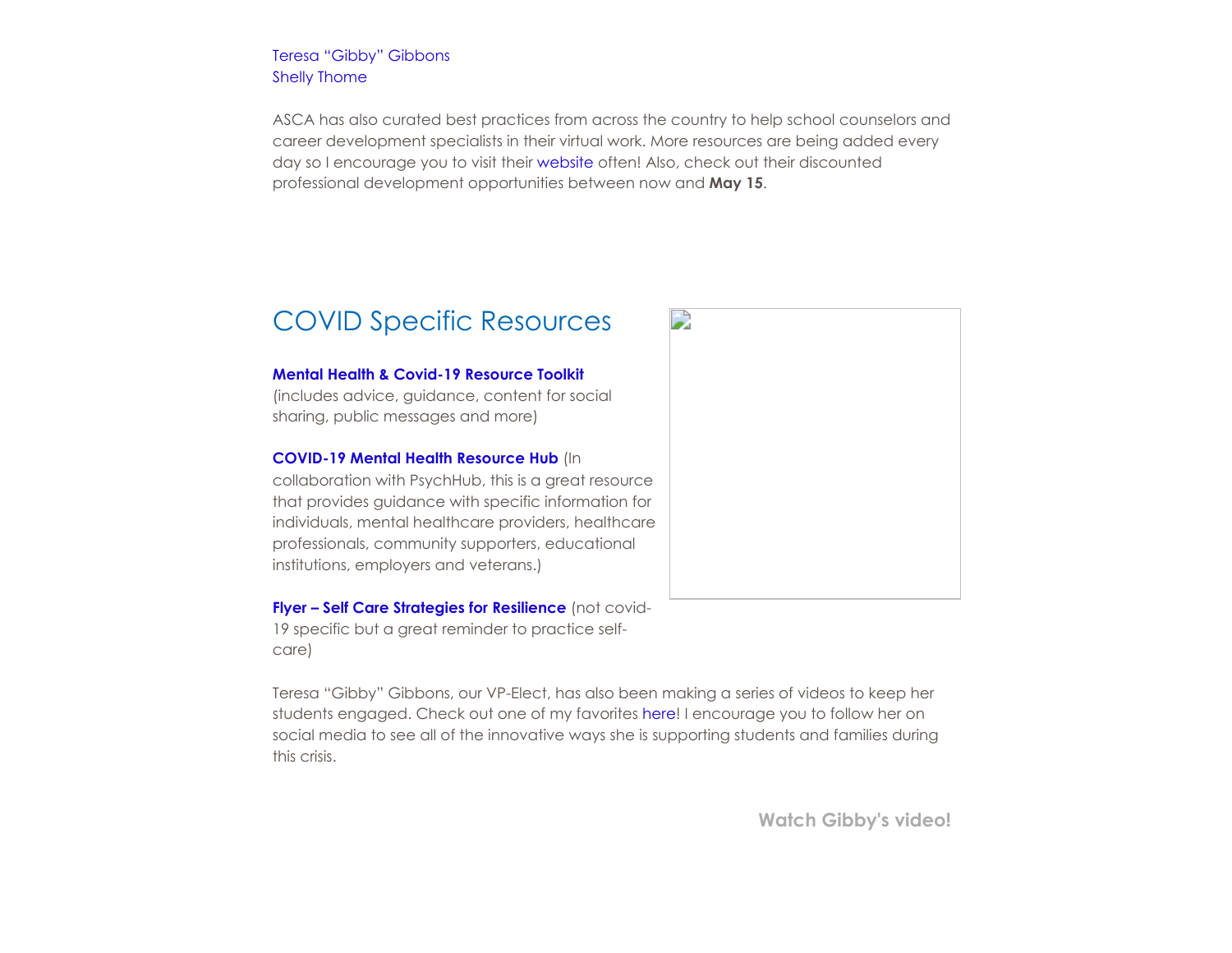Teresa “Gibby” Gibbons
Shelly Thome

ASCA has also curated best practices from across the country to help school counselors and career development specialists in their virtual work. More resources are being added every day so I encourage you to visit their website often! Also, check out their discounted professional development opportunities between now and **May 15**.

## COVID Specific Resources

**Mental Health & Covid-19 Resource Toolkit**
(includes advice, guidance, content for social sharing, public messages and more)

**COVID-19 Mental Health Resource Hub** (In collaboration with PsychHub, this is a great resource that provides guidance with specific information for individuals, mental healthcare providers, healthcare professionals, community supporters, educational institutions, employers and veterans.)

**Flyer – Self Care Strategies for Resilience** (not covid-19 specific but a great reminder to practice self-care)

Teresa “Gibby” Gibbons, our VP-Elect, has also been making a series of videos to keep her students engaged. Check out one of my favorites here! I encourage you to follow her on social media to see all of the innovative ways she is supporting students and families during this crisis.

**Watch Gibby's video!**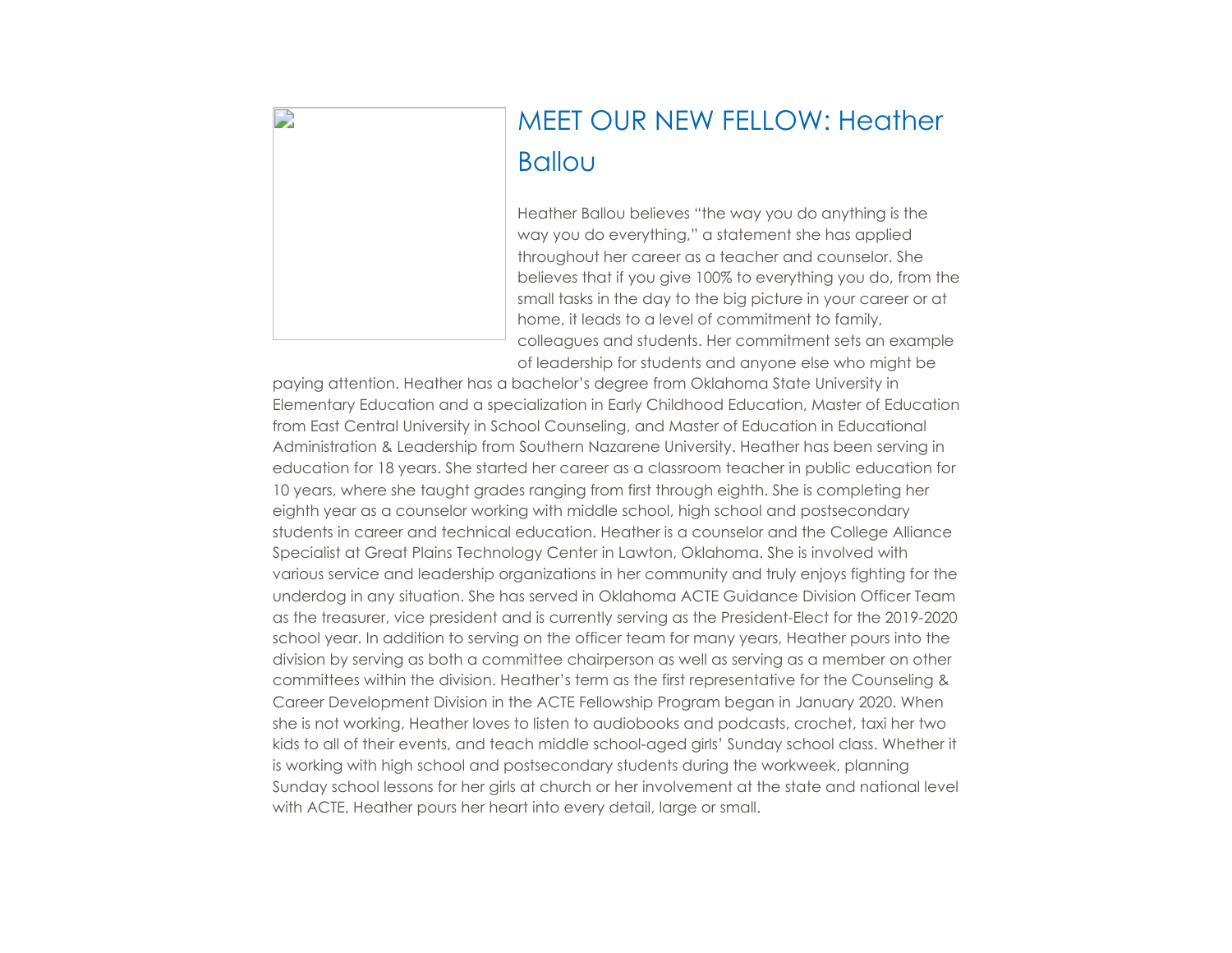# MEET OUR NEW FELLOW: Heather Ballou

Heather Ballou believes "the way you do anything is the way you do everything," a statement she has applied throughout her career as a teacher and counselor. She believes that if you give 100% to everything you do, from the small tasks in the day to the big picture in your career or at home, it leads to a level of commitment to family, colleagues and students. Her commitment sets an example of leadership for students and anyone else who might be paying attention. Heather has a bachelor's degree from Oklahoma State University in Elementary Education and a specialization in Early Childhood Education, Master of Education from East Central University in School Counseling, and Master of Education in Educational Administration & Leadership from Southern Nazarene University. Heather has been serving in education for 18 years. She started her career as a classroom teacher in public education for 10 years, where she taught grades ranging from first through eighth. She is completing her eighth year as a counselor working with middle school, high school and postsecondary students in career and technical education. Heather is a counselor and the College Alliance Specialist at Great Plains Technology Center in Lawton, Oklahoma. She is involved with various service and leadership organizations in her community and truly enjoys fighting for the underdog in any situation. She has served in Oklahoma ACTE Guidance Division Officer Team as the treasurer, vice president and is currently serving as the President-Elect for the 2019-2020 school year. In addition to serving on the officer team for many years, Heather pours into the division by serving as both a committee chairperson as well as serving as a member on other committees within the division. Heather's term as the first representative for the Counseling & Career Development Division in the ACTE Fellowship Program began in January 2020. When she is not working, Heather loves to listen to audiobooks and podcasts, crochet, taxi her two kids to all of their events, and teach middle school-aged girls' Sunday school class. Whether it is working with high school and postsecondary students during the workweek, planning Sunday school lessons for her girls at church or her involvement at the state and national level with ACTE, Heather pours her heart into every detail, large or small.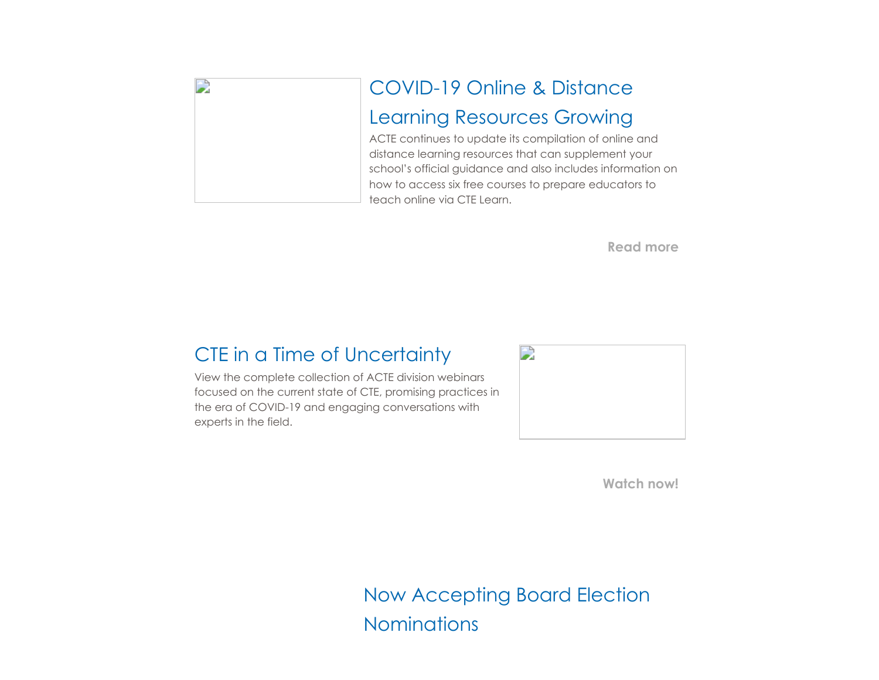## COVID-19 Online & Distance Learning Resources Growing

ACTE continues to update its compilation of online and distance learning resources that can supplement your school's official guidance and also includes information on how to access six free courses to prepare educators to teach online via CTE Learn.

**Read more**

## CTE in a Time of Uncertainty

View the complete collection of ACTE division webinars focused on the current state of CTE, promising practices in the era of COVID-19 and engaging conversations with experts in the field.

**Watch now!**

## Now Accepting Board Election Nominations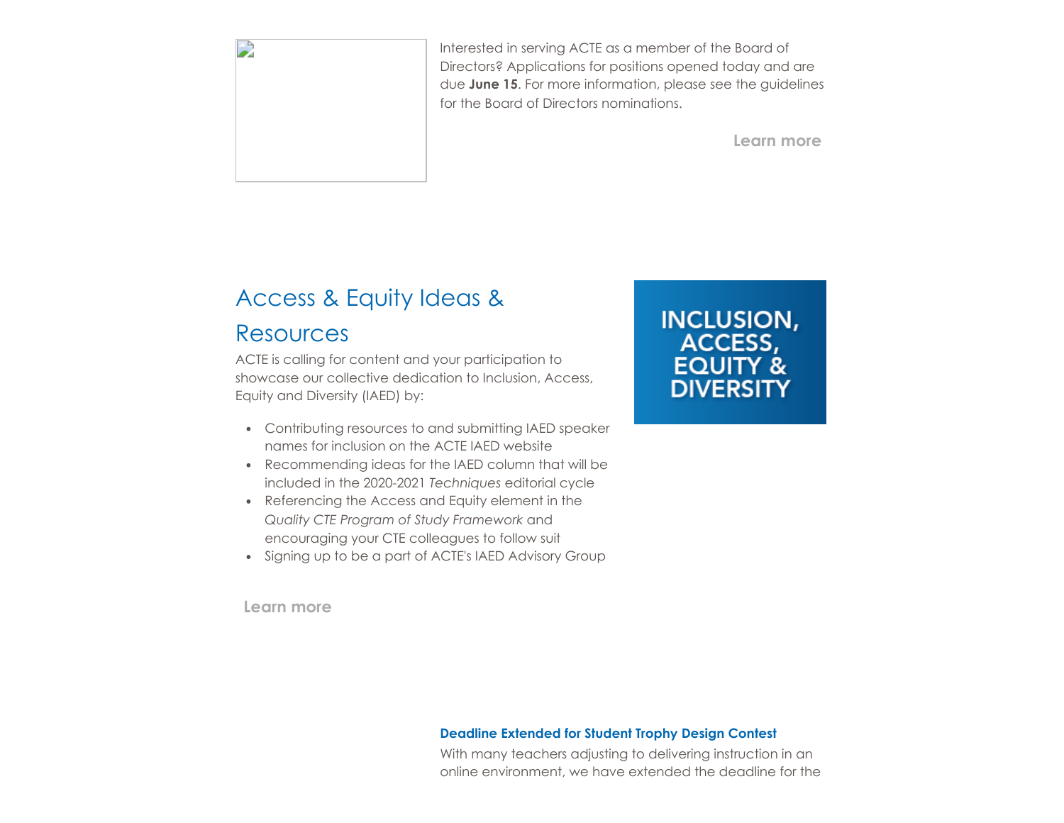Interested in serving ACTE as a member of the Board of Directors? Applications for positions opened today and are due **June 15**. For more information, please see the guidelines for the Board of Directors nominations.

Learn more

## Access & Equity Ideas & Resources

ACTE is calling for content and your participation to showcase our collective dedication to Inclusion, Access, Equity and Diversity (IAED) by:

- Contributing resources to and submitting IAED speaker names for inclusion on the ACTE IAED website
- Recommending ideas for the IAED column that will be included in the 2020-2021 *Techniques* editorial cycle
- Referencing the Access and Equity element in the *Quality CTE Program of Study Framework* and encouraging your CTE colleagues to follow suit
- Signing up to be a part of ACTE's IAED Advisory Group

INCLUSION, ACCESS, EQUITY & DIVERSITY

Learn more

**Deadline Extended for Student Trophy Design Contest**

With many teachers adjusting to delivering instruction in an online environment, we have extended the deadline for the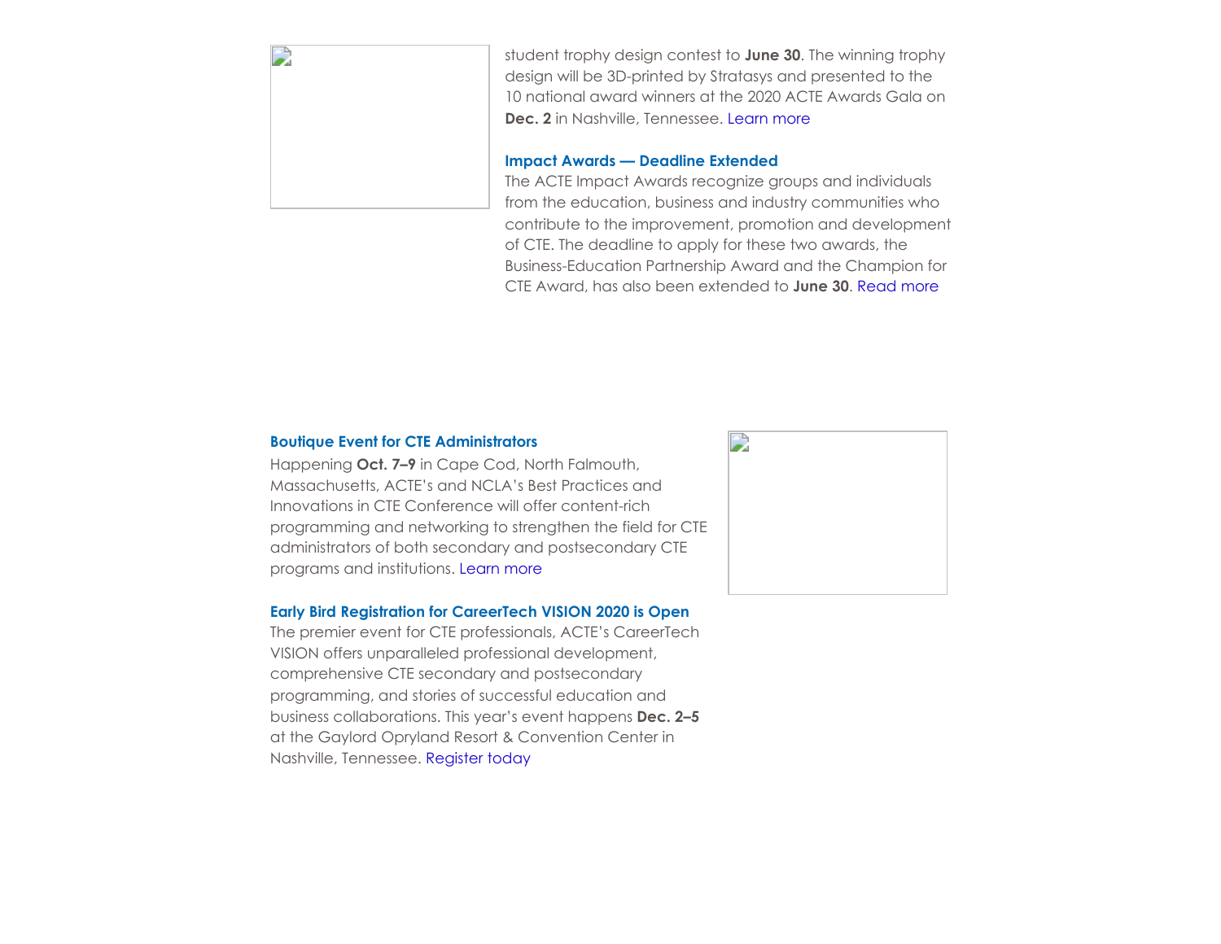student trophy design contest to **June 30**. The winning trophy design will be 3D-printed by Stratasys and presented to the 10 national award winners at the 2020 ACTE Awards Gala on **Dec. 2** in Nashville, Tennessee. Learn more

### Impact Awards — Deadline Extended

The ACTE Impact Awards recognize groups and individuals from the education, business and industry communities who contribute to the improvement, promotion and development of CTE. The deadline to apply for these two awards, the Business-Education Partnership Award and the Champion for CTE Award, has also been extended to **June 30**. Read more

### Boutique Event for CTE Administrators

Happening **Oct. 7–9** in Cape Cod, North Falmouth, Massachusetts, ACTE's and NCLA's Best Practices and Innovations in CTE Conference will offer content-rich programming and networking to strengthen the field for CTE administrators of both secondary and postsecondary CTE programs and institutions. Learn more

### Early Bird Registration for CareerTech VISION 2020 is Open

The premier event for CTE professionals, ACTE's CareerTech VISION offers unparalleled professional development, comprehensive CTE secondary and postsecondary programming, and stories of successful education and business collaborations. This year's event happens **Dec. 2–5** at the Gaylord Opryland Resort & Convention Center in Nashville, Tennessee. Register today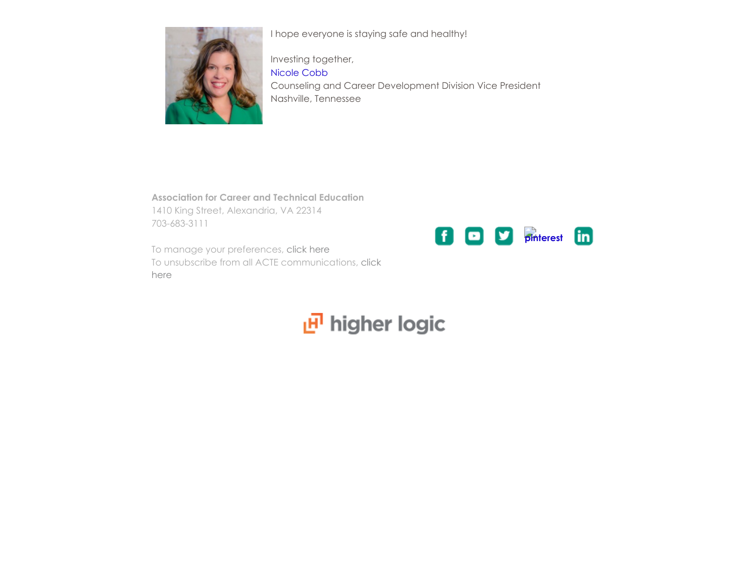I hope everyone is staying safe and healthy!

Investing together,
Nicole Cobb
Counseling and Career Development Division Vice President
Nashville, Tennessee

**Association for Career and Technical Education**
1410 King Street, Alexandria, VA 22314
703-683-3111

To manage your preferences, click here
To unsubscribe from all ACTE communications, click here

pinterest

higher logic